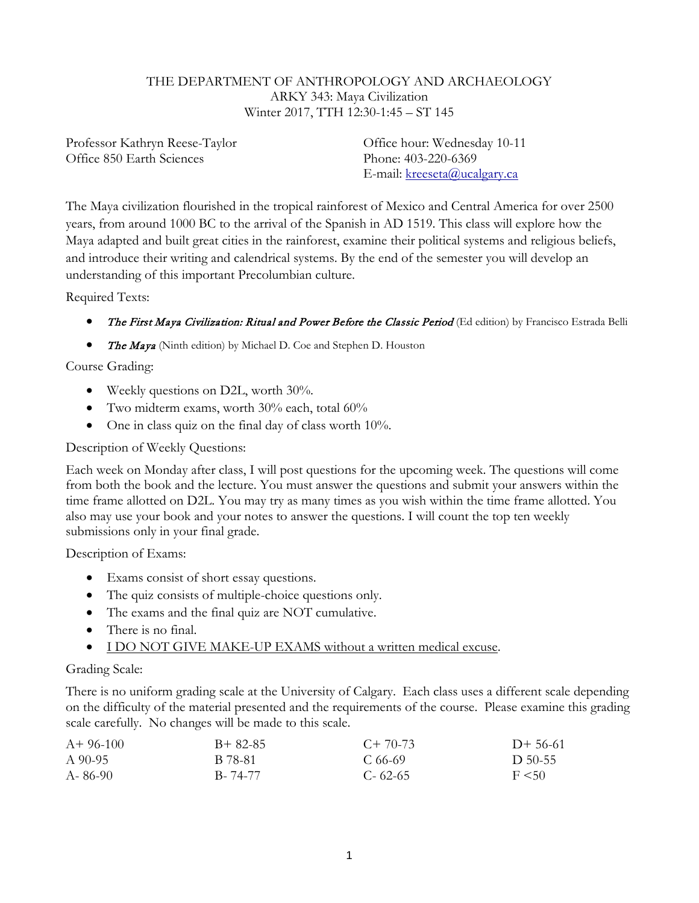# THE DEPARTMENT OF ANTHROPOLOGY AND ARCHAEOLOGY

## ARKY 343: Maya Civilization

Winter 2017, TTH 12:30-1:45 – ST 145

Professor Kathryn Reese-Taylor
Office 850 Earth Sciences

Office hour: Wednesday 10-11
Phone: 403-220-6369
E-mail: [kreeseta@ucalgary.ca](mailto:kreeseta@ucalgary.ca)

The Maya civilization flourished in the tropical rainforest of Mexico and Central America for over 2500 years, from around 1000 BC to the arrival of the Spanish in AD 1519. This class will explore how the Maya adapted and built great cities in the rainforest, examine their political systems and religious beliefs, and introduce their writing and calendrical systems. By the end of the semester you will develop an understanding of this important Precolumbian culture.

Required Texts:

- *The First Maya Civilization: Ritual and Power Before the Classic Period* (Ed edition) by Francisco Estrada Belli
- *The Maya* (Ninth edition) by Michael D. Coe and Stephen D. Houston

Course Grading:

- Weekly questions on D2L, worth 30%.
- Two midterm exams, worth 30% each, total 60%
- One in class quiz on the final day of class worth 10%.

Description of Weekly Questions:

Each week on Monday after class, I will post questions for the upcoming week. The questions will come from both the book and the lecture. You must answer the questions and submit your answers within the time frame allotted on D2L. You may try as many times as you wish within the time frame allotted. You also may use your book and your notes to answer the questions. I will count the top ten weekly submissions only in your final grade.

Description of Exams:

- Exams consist of short essay questions.
- The quiz consists of multiple-choice questions only.
- The exams and the final quiz are NOT cumulative.
- There is no final.
- <u>I DO NOT GIVE MAKE-UP EXAMS without a written medical excuse</u>.

Grading Scale:

There is no uniform grading scale at the University of Calgary. Each class uses a different scale depending on the difficulty of the material presented and the requirements of the course. Please examine this grading scale carefully. No changes will be made to this scale.

| | | | |
|---|---|---|---|
| A+ 96-100 | B+ 82-85 | C+ 70-73 | D+ 56-61 |
| A 90-95 | B 78-81 | C 66-69 | D 50-55 |
| A- 86-90 | B- 74-77 | C- 62-65 | F <50 |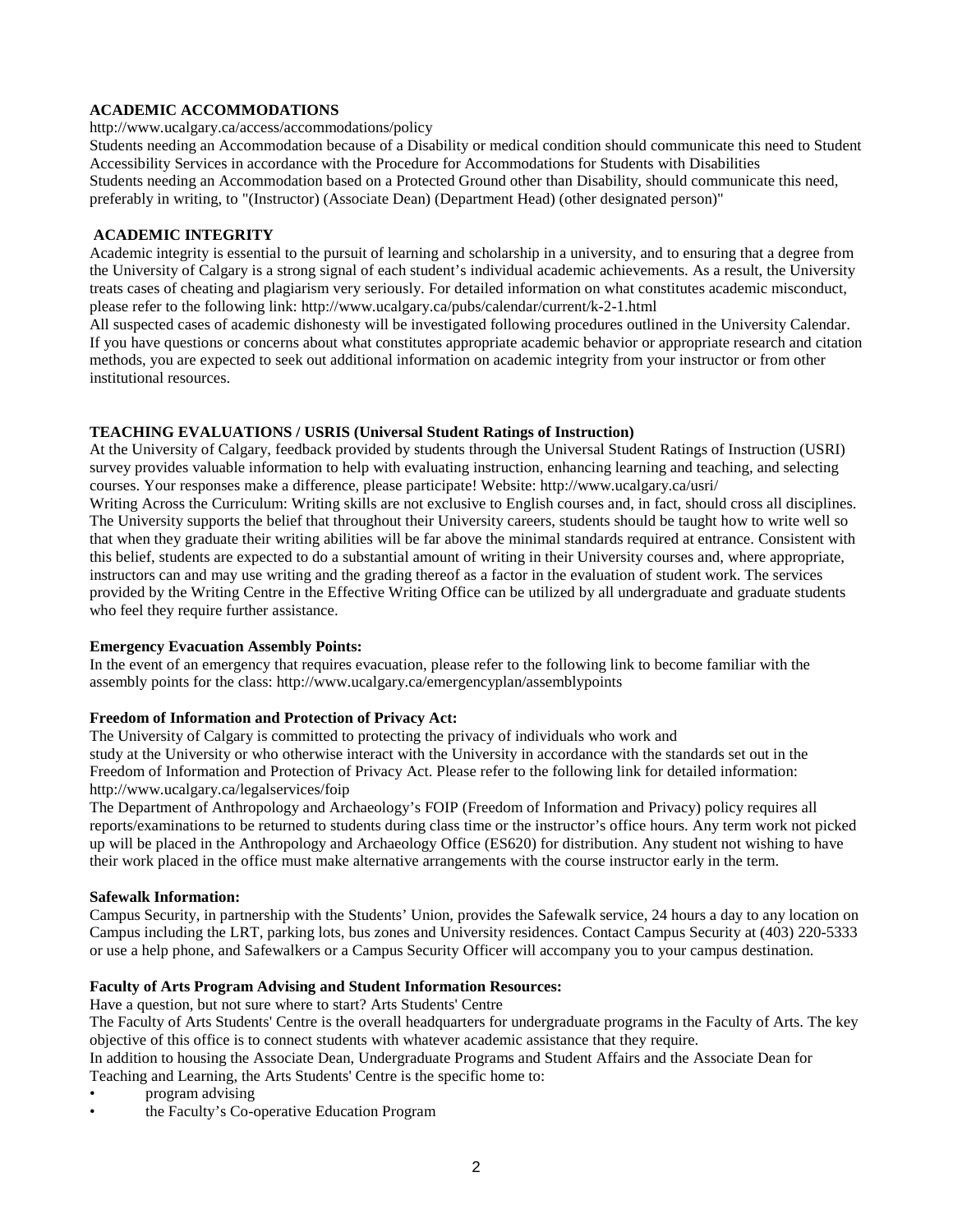**ACADEMIC ACCOMMODATIONS**

http://www.ucalgary.ca/access/accommodations/policy

Students needing an Accommodation because of a Disability or medical condition should communicate this need to Student Accessibility Services in accordance with the Procedure for Accommodations for Students with Disabilities

Students needing an Accommodation based on a Protected Ground other than Disability, should communicate this need, preferably in writing, to "(Instructor) (Associate Dean) (Department Head) (other designated person)"

**ACADEMIC INTEGRITY**

Academic integrity is essential to the pursuit of learning and scholarship in a university, and to ensuring that a degree from the University of Calgary is a strong signal of each student's individual academic achievements. As a result, the University treats cases of cheating and plagiarism very seriously. For detailed information on what constitutes academic misconduct, please refer to the following link: http://www.ucalgary.ca/pubs/calendar/current/k-2-1.html

All suspected cases of academic dishonesty will be investigated following procedures outlined in the University Calendar. If you have questions or concerns about what constitutes appropriate academic behavior or appropriate research and citation methods, you are expected to seek out additional information on academic integrity from your instructor or from other institutional resources.

**TEACHING EVALUATIONS / USRIS (Universal Student Ratings of Instruction)**

At the University of Calgary, feedback provided by students through the Universal Student Ratings of Instruction (USRI) survey provides valuable information to help with evaluating instruction, enhancing learning and teaching, and selecting courses. Your responses make a difference, please participate! Website: http://www.ucalgary.ca/usri/

Writing Across the Curriculum: Writing skills are not exclusive to English courses and, in fact, should cross all disciplines. The University supports the belief that throughout their University careers, students should be taught how to write well so that when they graduate their writing abilities will be far above the minimal standards required at entrance. Consistent with this belief, students are expected to do a substantial amount of writing in their University courses and, where appropriate, instructors can and may use writing and the grading thereof as a factor in the evaluation of student work. The services provided by the Writing Centre in the Effective Writing Office can be utilized by all undergraduate and graduate students who feel they require further assistance.

**Emergency Evacuation Assembly Points:**

In the event of an emergency that requires evacuation, please refer to the following link to become familiar with the assembly points for the class: http://www.ucalgary.ca/emergencyplan/assemblypoints

**Freedom of Information and Protection of Privacy Act:**

The University of Calgary is committed to protecting the privacy of individuals who work and study at the University or who otherwise interact with the University in accordance with the standards set out in the Freedom of Information and Protection of Privacy Act. Please refer to the following link for detailed information: http://www.ucalgary.ca/legalservices/foip

The Department of Anthropology and Archaeology's FOIP (Freedom of Information and Privacy) policy requires all reports/examinations to be returned to students during class time or the instructor's office hours. Any term work not picked up will be placed in the Anthropology and Archaeology Office (ES620) for distribution. Any student not wishing to have their work placed in the office must make alternative arrangements with the course instructor early in the term.

**Safewalk Information:**

Campus Security, in partnership with the Students' Union, provides the Safewalk service, 24 hours a day to any location on Campus including the LRT, parking lots, bus zones and University residences. Contact Campus Security at (403) 220-5333 or use a help phone, and Safewalkers or a Campus Security Officer will accompany you to your campus destination.

**Faculty of Arts Program Advising and Student Information Resources:**

Have a question, but not sure where to start? Arts Students' Centre

The Faculty of Arts Students' Centre is the overall headquarters for undergraduate programs in the Faculty of Arts. The key objective of this office is to connect students with whatever academic assistance that they require.

In addition to housing the Associate Dean, Undergraduate Programs and Student Affairs and the Associate Dean for Teaching and Learning, the Arts Students' Centre is the specific home to:

- program advising
- the Faculty's Co-operative Education Program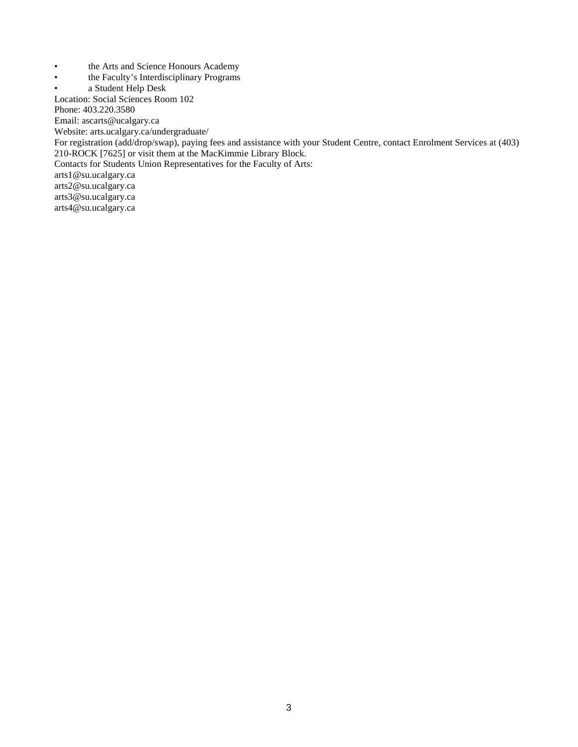- the Arts and Science Honours Academy
- the Faculty's Interdisciplinary Programs
- a Student Help Desk

Location: Social Sciences Room 102
Phone: 403.220.3580
Email: ascarts@ucalgary.ca
Website: arts.ucalgary.ca/undergraduate/
For registration (add/drop/swap), paying fees and assistance with your Student Centre, contact Enrolment Services at (403) 210-ROCK [7625] or visit them at the MacKimmie Library Block.
Contacts for Students Union Representatives for the Faculty of Arts:
arts1@su.ucalgary.ca
arts2@su.ucalgary.ca
arts3@su.ucalgary.ca
arts4@su.ucalgary.ca